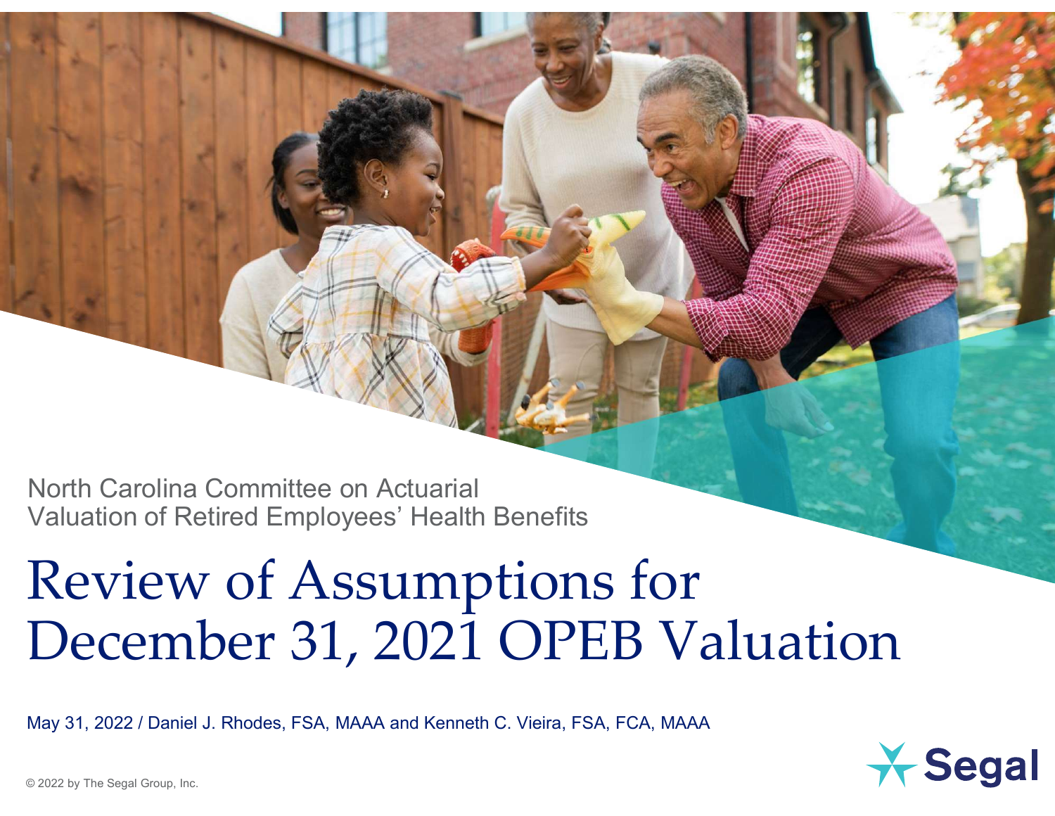North Carolina Committee on Actuarial Valuation of Retired Employees' Health Benefits

# Review of Assumptions for December 31, 2021 OPEB Valuation

May 31, 2022 / Daniel J. Rhodes, FSA, MAAA and Kenneth C. Vieira, FSA, FCA, MAAA

© 2022 by The Segal Group, Inc.

Segal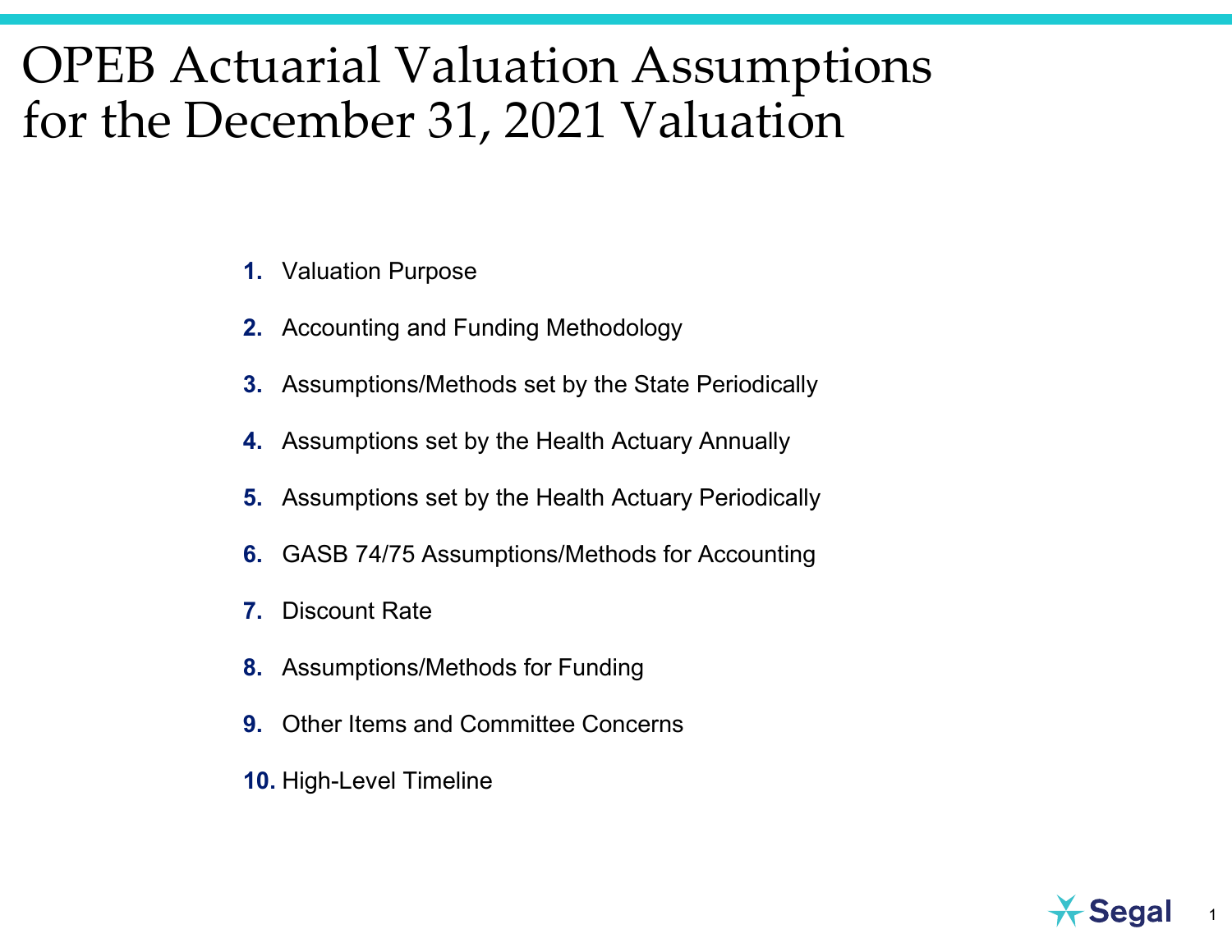# OPEB Actuarial Valuation Assumptions for the December 31, 2021 Valuation

1. Valuation Purpose
2. Accounting and Funding Methodology
3. Assumptions/Methods set by the State Periodically
4. Assumptions set by the Health Actuary Annually
5. Assumptions set by the Health Actuary Periodically
6. GASB 74/75 Assumptions/Methods for Accounting
7. Discount Rate
8. Assumptions/Methods for Funding
9. Other Items and Committee Concerns
10. High-Level Timeline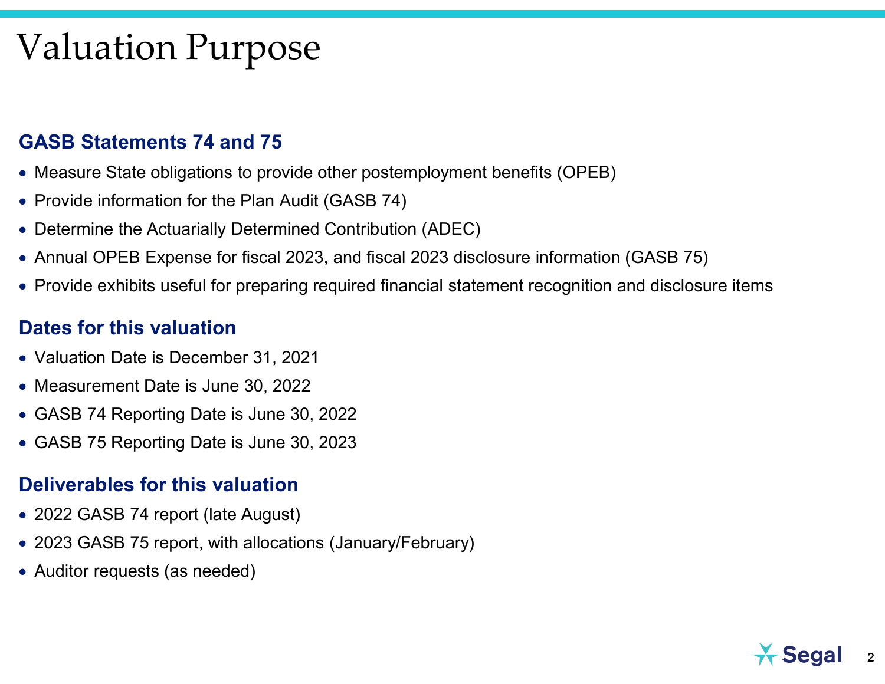# Valuation Purpose

## GASB Statements 74 and 75

- Measure State obligations to provide other postemployment benefits (OPEB)
- Provide information for the Plan Audit (GASB 74)
- Determine the Actuarially Determined Contribution (ADEC)
- Annual OPEB Expense for fiscal 2023, and fiscal 2023 disclosure information (GASB 75)
- Provide exhibits useful for preparing required financial statement recognition and disclosure items

## Dates for this valuation

- Valuation Date is December 31, 2021
- Measurement Date is June 30, 2022
- GASB 74 Reporting Date is June 30, 2022
- GASB 75 Reporting Date is June 30, 2023

## Deliverables for this valuation

- 2022 GASB 74 report (late August)
- 2023 GASB 75 report, with allocations (January/February)
- Auditor requests (as needed)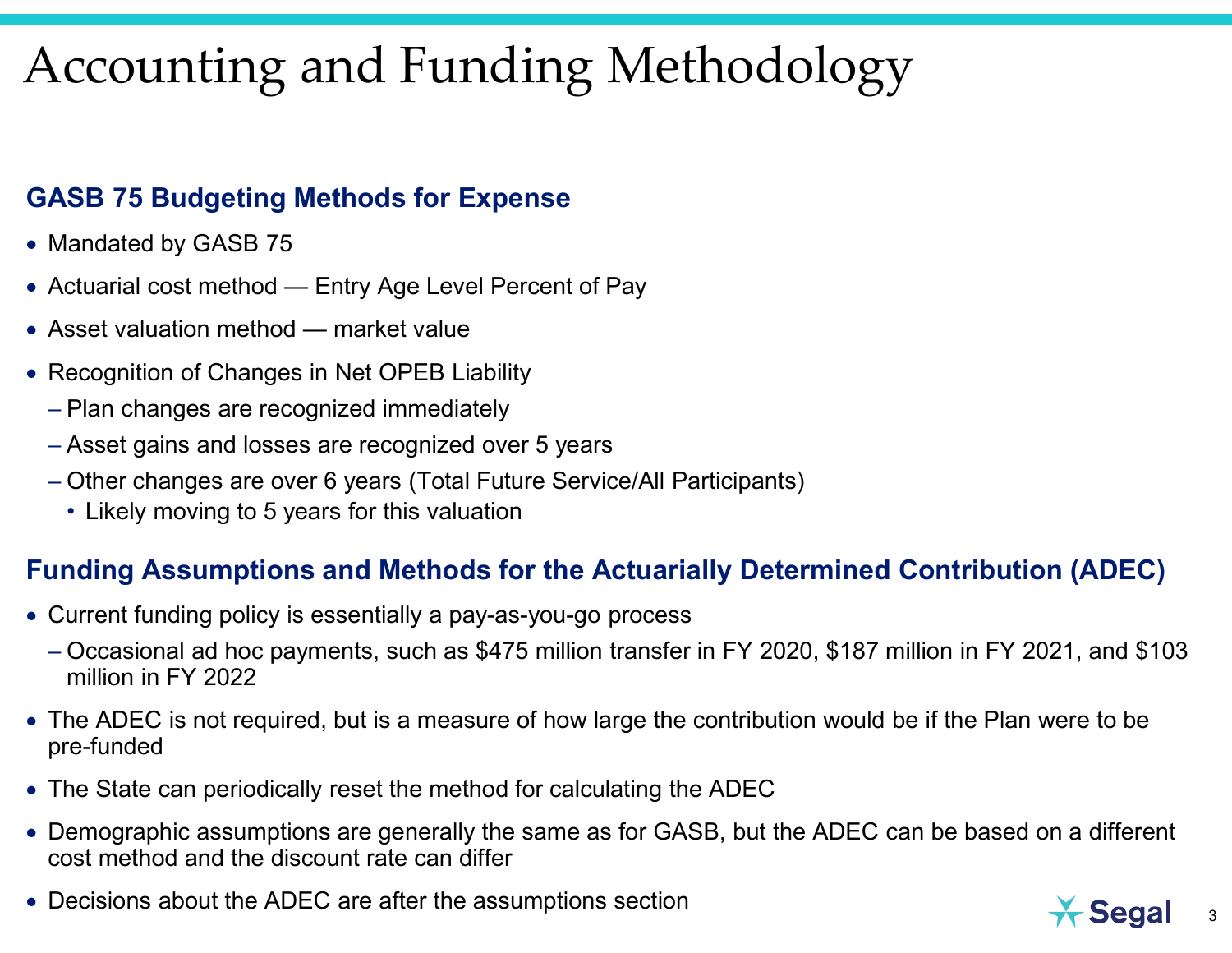# Accounting and Funding Methodology

## GASB 75 Budgeting Methods for Expense

- Mandated by GASB 75
- Actuarial cost method — Entry Age Level Percent of Pay
- Asset valuation method — market value
- Recognition of Changes in Net OPEB Liability
  - Plan changes are recognized immediately
  - Asset gains and losses are recognized over 5 years
  - Other changes are over 6 years (Total Future Service/All Participants)
    - Likely moving to 5 years for this valuation

## Funding Assumptions and Methods for the Actuarially Determined Contribution (ADEC)

- Current funding policy is essentially a pay-as-you-go process
  - Occasional ad hoc payments, such as $475 million transfer in FY 2020, $187 million in FY 2021, and $103 million in FY 2022
- The ADEC is not required, but is a measure of how large the contribution would be if the Plan were to be pre-funded
- The State can periodically reset the method for calculating the ADEC
- Demographic assumptions are generally the same as for GASB, but the ADEC can be based on a different cost method and the discount rate can differ
- Decisions about the ADEC are after the assumptions section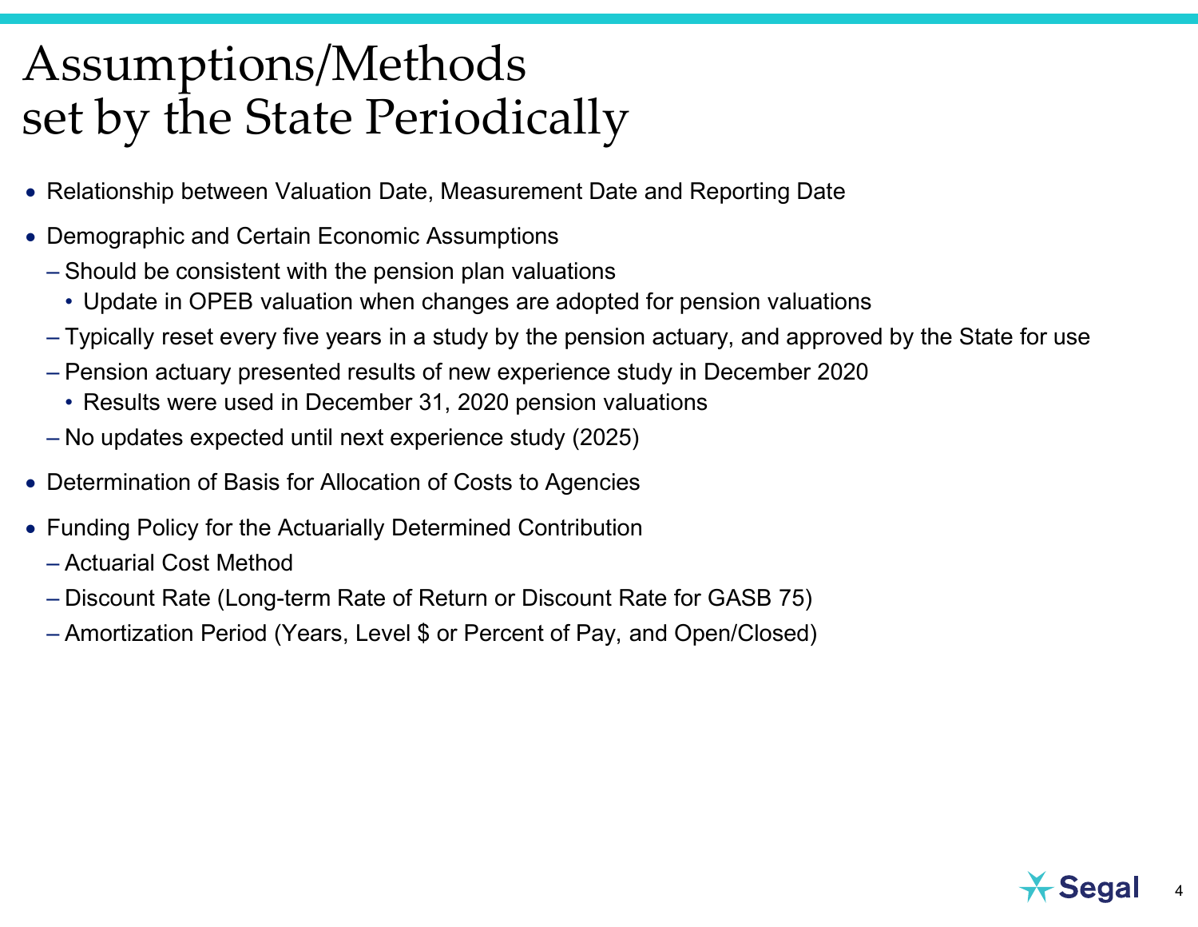# Assumptions/Methods set by the State Periodically

- Relationship between Valuation Date, Measurement Date and Reporting Date
- Demographic and Certain Economic Assumptions
  - Should be consistent with the pension plan valuations
    - Update in OPEB valuation when changes are adopted for pension valuations
  - Typically reset every five years in a study by the pension actuary, and approved by the State for use
  - Pension actuary presented results of new experience study in December 2020
    - Results were used in December 31, 2020 pension valuations
  - No updates expected until next experience study (2025)
- Determination of Basis for Allocation of Costs to Agencies
- Funding Policy for the Actuarially Determined Contribution
  - Actuarial Cost Method
  - Discount Rate (Long-term Rate of Return or Discount Rate for GASB 75)
  - Amortization Period (Years, Level $ or Percent of Pay, and Open/Closed)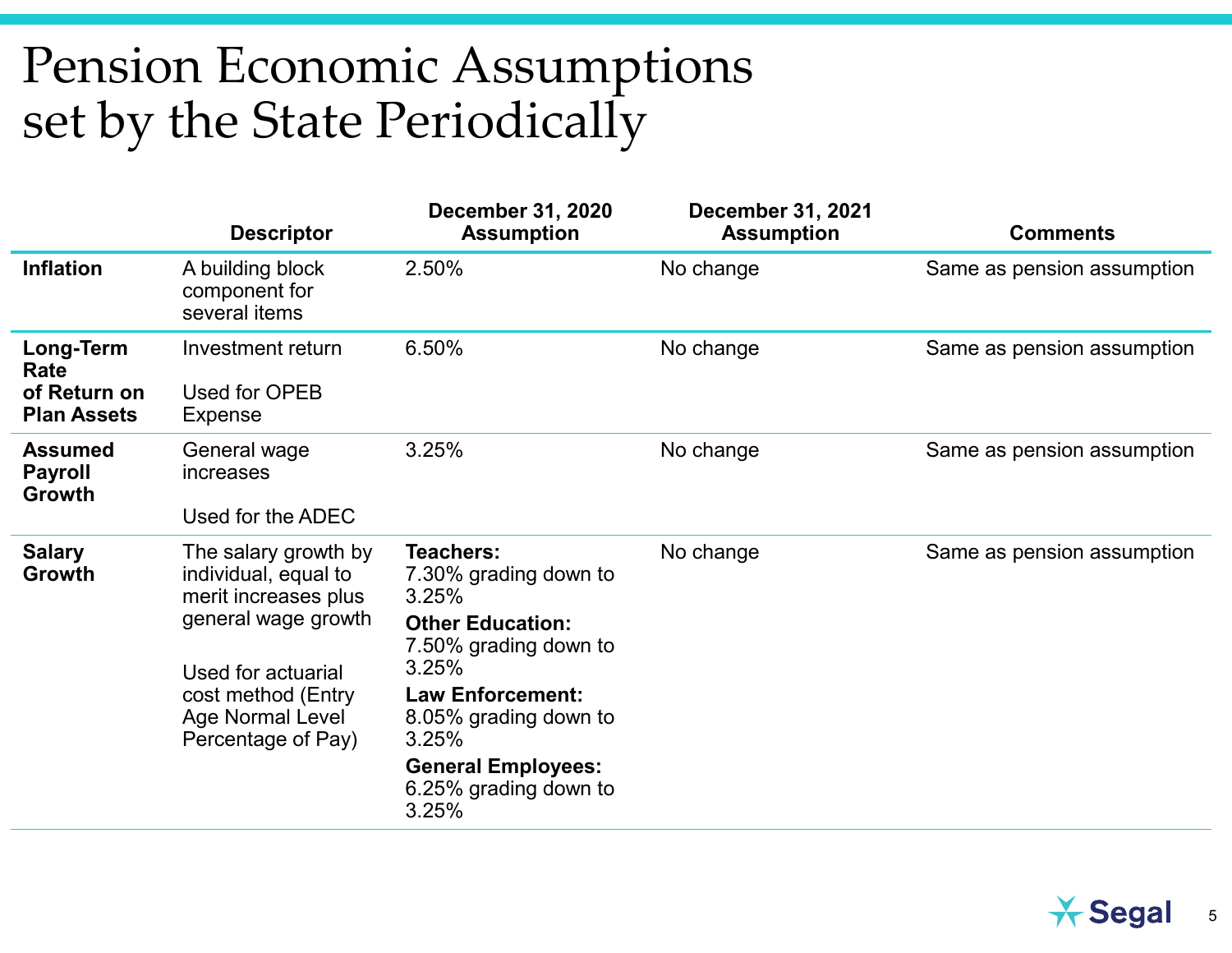# Pension Economic Assumptions set by the State Periodically

| | Descriptor | December 31, 2020 Assumption | December 31, 2021 Assumption | Comments |
|---|---|---|---|---|
| **Inflation** | A building block component for several items | 2.50% | No change | Same as pension assumption |
| **Long-Term Rate of Return on Plan Assets** | Investment return<br><br>Used for OPEB Expense | 6.50% | No change | Same as pension assumption |
| **Assumed Payroll Growth** | General wage increases<br><br>Used for the ADEC | 3.25% | No change | Same as pension assumption |
| **Salary Growth** | The salary growth by individual, equal to merit increases plus general wage growth<br><br>Used for actuarial cost method (Entry Age Normal Level Percentage of Pay) | **Teachers:** 7.30% grading down to 3.25%<br>**Other Education:** 7.50% grading down to 3.25%<br>**Law Enforcement:** 8.05% grading down to 3.25%<br>**General Employees:** 6.25% grading down to 3.25% | No change | Same as pension assumption |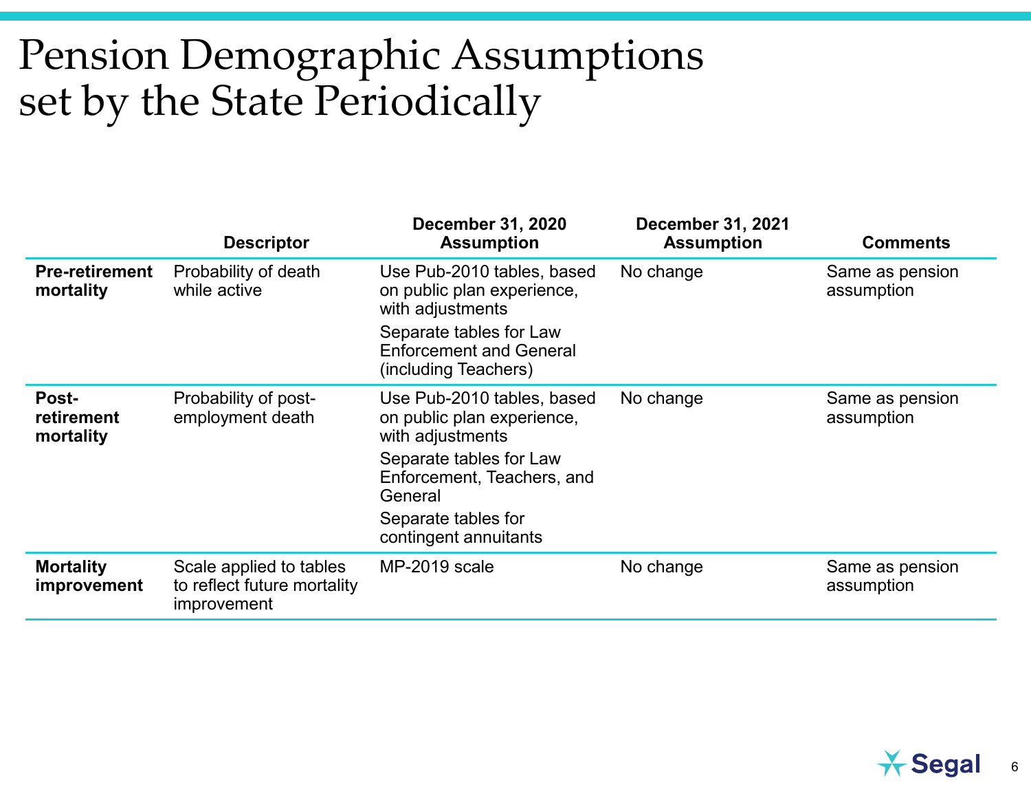# Pension Demographic Assumptions set by the State Periodically

| | Descriptor | December 31, 2020 Assumption | December 31, 2021 Assumption | Comments |
|---|---|---|---|---|
| **Pre-retirement mortality** | Probability of death while active | Use Pub-2010 tables, based on public plan experience, with adjustments<br>Separate tables for Law Enforcement and General (including Teachers) | No change | Same as pension assumption |
| **Post-retirement mortality** | Probability of post-employment death | Use Pub-2010 tables, based on public plan experience, with adjustments<br>Separate tables for Law Enforcement, Teachers, and General<br>Separate tables for contingent annuitants | No change | Same as pension assumption |
| **Mortality improvement** | Scale applied to tables to reflect future mortality improvement | MP-2019 scale | No change | Same as pension assumption |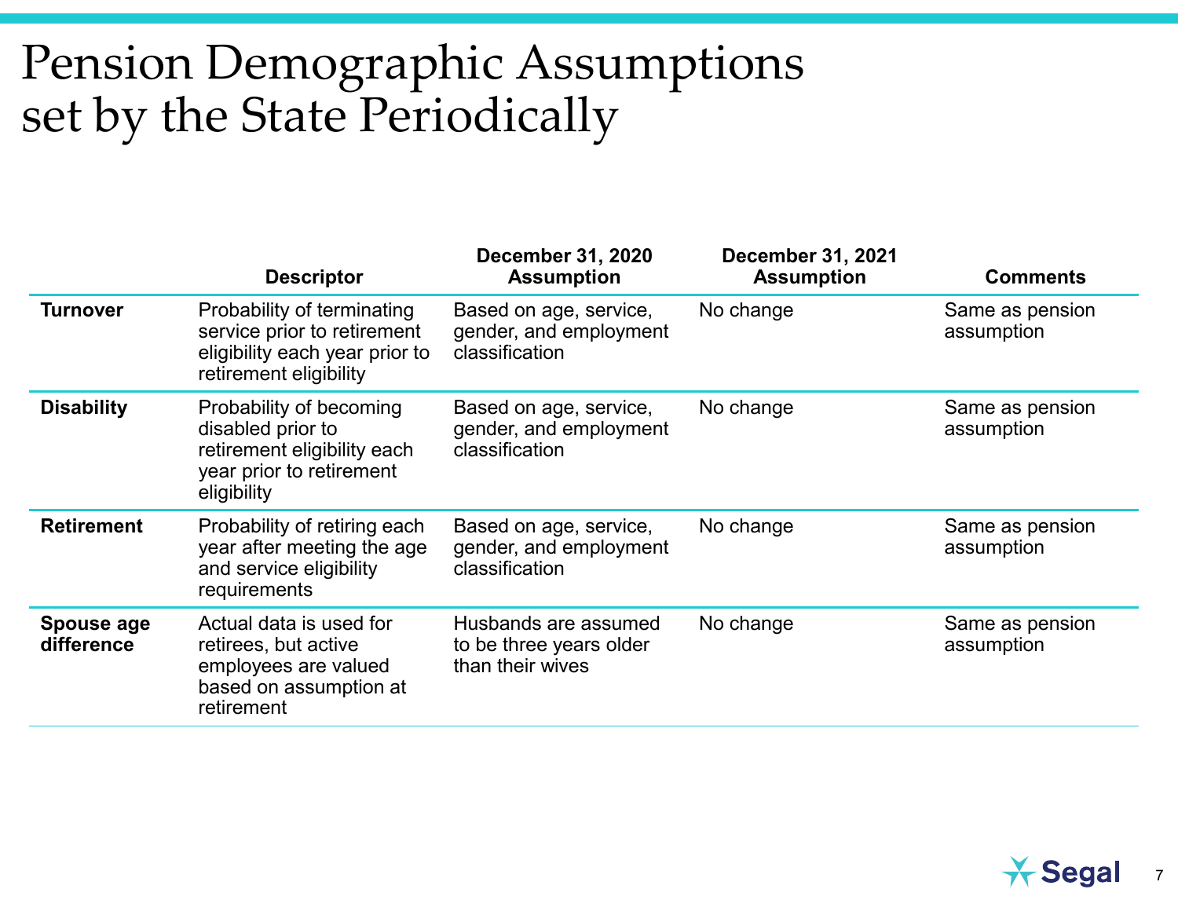# Pension Demographic Assumptions set by the State Periodically

| | Descriptor | December 31, 2020 Assumption | December 31, 2021 Assumption | Comments |
|---|---|---|---|---|
| **Turnover** | Probability of terminating service prior to retirement eligibility each year prior to retirement eligibility | Based on age, service, gender, and employment classification | No change | Same as pension assumption |
| **Disability** | Probability of becoming disabled prior to retirement eligibility each year prior to retirement eligibility | Based on age, service, gender, and employment classification | No change | Same as pension assumption |
| **Retirement** | Probability of retiring each year after meeting the age and service eligibility requirements | Based on age, service, gender, and employment classification | No change | Same as pension assumption |
| **Spouse age difference** | Actual data is used for retirees, but active employees are valued based on assumption at retirement | Husbands are assumed to be three years older than their wives | No change | Same as pension assumption |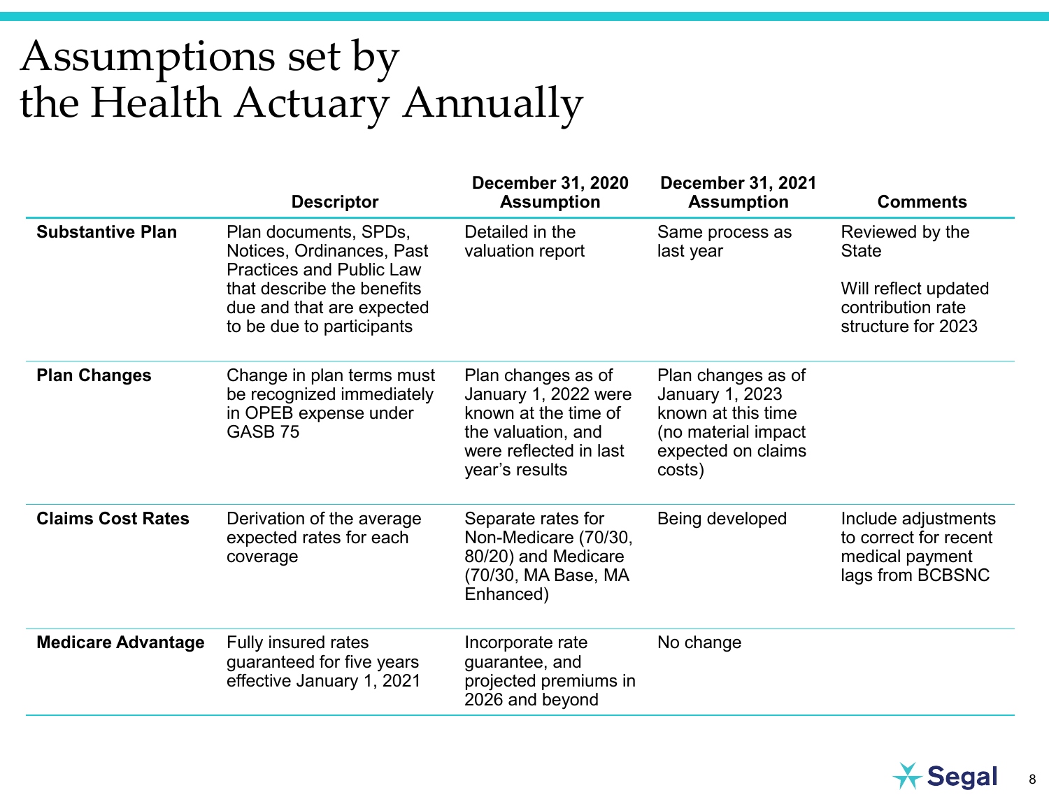# Assumptions set by the Health Actuary Annually

| | Descriptor | December 31, 2020 Assumption | December 31, 2021 Assumption | Comments |
|---|---|---|---|---|
| **Substantive Plan** | Plan documents, SPDs, Notices, Ordinances, Past Practices and Public Law that describe the benefits due and that are expected to be due to participants | Detailed in the valuation report | Same process as last year | Reviewed by the State<br><br>Will reflect updated contribution rate structure for 2023 |
| **Plan Changes** | Change in plan terms must be recognized immediately in OPEB expense under GASB 75 | Plan changes as of January 1, 2022 were known at the time of the valuation, and were reflected in last year's results | Plan changes as of January 1, 2023 known at this time (no material impact expected on claims costs) | |
| **Claims Cost Rates** | Derivation of the average expected rates for each coverage | Separate rates for Non-Medicare (70/30, 80/20) and Medicare (70/30, MA Base, MA Enhanced) | Being developed | Include adjustments to correct for recent medical payment lags from BCBSNC |
| **Medicare Advantage** | Fully insured rates guaranteed for five years effective January 1, 2021 | Incorporate rate guarantee, and projected premiums in 2026 and beyond | No change | |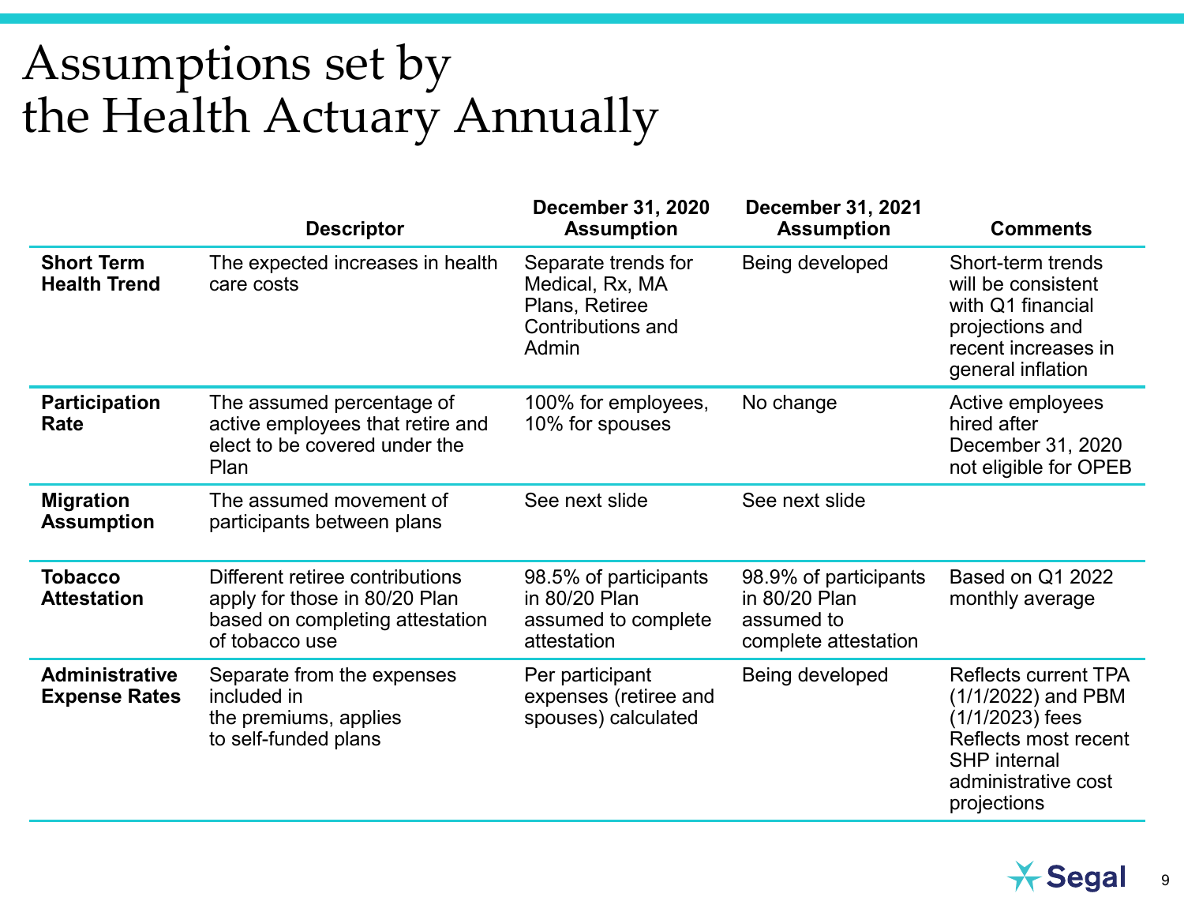# Assumptions set by the Health Actuary Annually

| | Descriptor | December 31, 2020 Assumption | December 31, 2021 Assumption | Comments |
|---|---|---|---|---|
| **Short Term Health Trend** | The expected increases in health care costs | Separate trends for Medical, Rx, MA Plans, Retiree Contributions and Admin | Being developed | Short-term trends will be consistent with Q1 financial projections and recent increases in general inflation |
| **Participation Rate** | The assumed percentage of active employees that retire and elect to be covered under the Plan | 100% for employees, 10% for spouses | No change | Active employees hired after December 31, 2020 not eligible for OPEB |
| **Migration Assumption** | The assumed movement of participants between plans | See next slide | See next slide | |
| **Tobacco Attestation** | Different retiree contributions apply for those in 80/20 Plan based on completing attestation of tobacco use | 98.5% of participants in 80/20 Plan assumed to complete attestation | 98.9% of participants in 80/20 Plan assumed to complete attestation | Based on Q1 2022 monthly average |
| **Administrative Expense Rates** | Separate from the expenses included in the premiums, applies to self-funded plans | Per participant expenses (retiree and spouses) calculated | Being developed | Reflects current TPA (1/1/2022) and PBM (1/1/2023) fees Reflects most recent SHP internal administrative cost projections |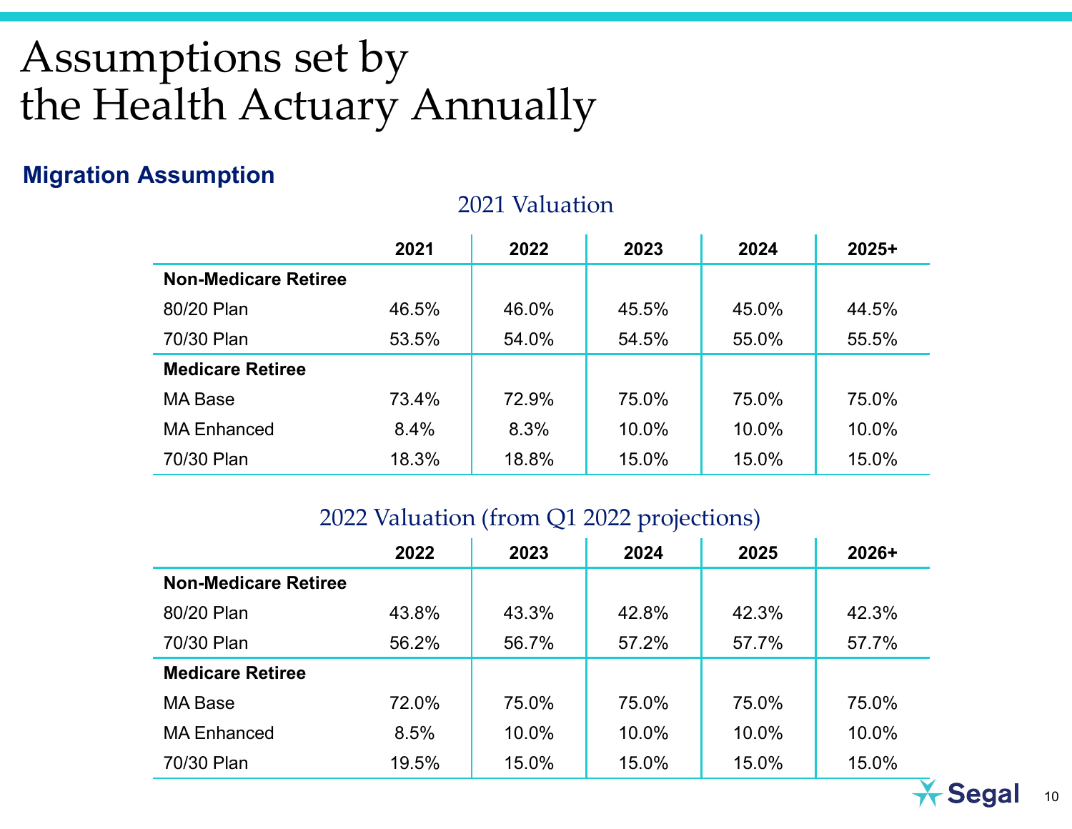# Assumptions set by the Health Actuary Annually

## Migration Assumption

### 2021 Valuation

| | 2021 | 2022 | 2023 | 2024 | 2025+ |
|---|---|---|---|---|---|
| **Non-Medicare Retiree** | | | | | |
| 80/20 Plan | 46.5% | 46.0% | 45.5% | 45.0% | 44.5% |
| 70/30 Plan | 53.5% | 54.0% | 54.5% | 55.0% | 55.5% |
| **Medicare Retiree** | | | | | |
| MA Base | 73.4% | 72.9% | 75.0% | 75.0% | 75.0% |
| MA Enhanced | 8.4% | 8.3% | 10.0% | 10.0% | 10.0% |
| 70/30 Plan | 18.3% | 18.8% | 15.0% | 15.0% | 15.0% |

### 2022 Valuation (from Q1 2022 projections)

| | 2022 | 2023 | 2024 | 2025 | 2026+ |
|---|---|---|---|---|---|
| **Non-Medicare Retiree** | | | | | |
| 80/20 Plan | 43.8% | 43.3% | 42.8% | 42.3% | 42.3% |
| 70/30 Plan | 56.2% | 56.7% | 57.2% | 57.7% | 57.7% |
| **Medicare Retiree** | | | | | |
| MA Base | 72.0% | 75.0% | 75.0% | 75.0% | 75.0% |
| MA Enhanced | 8.5% | 10.0% | 10.0% | 10.0% | 10.0% |
| 70/30 Plan | 19.5% | 15.0% | 15.0% | 15.0% | 15.0% |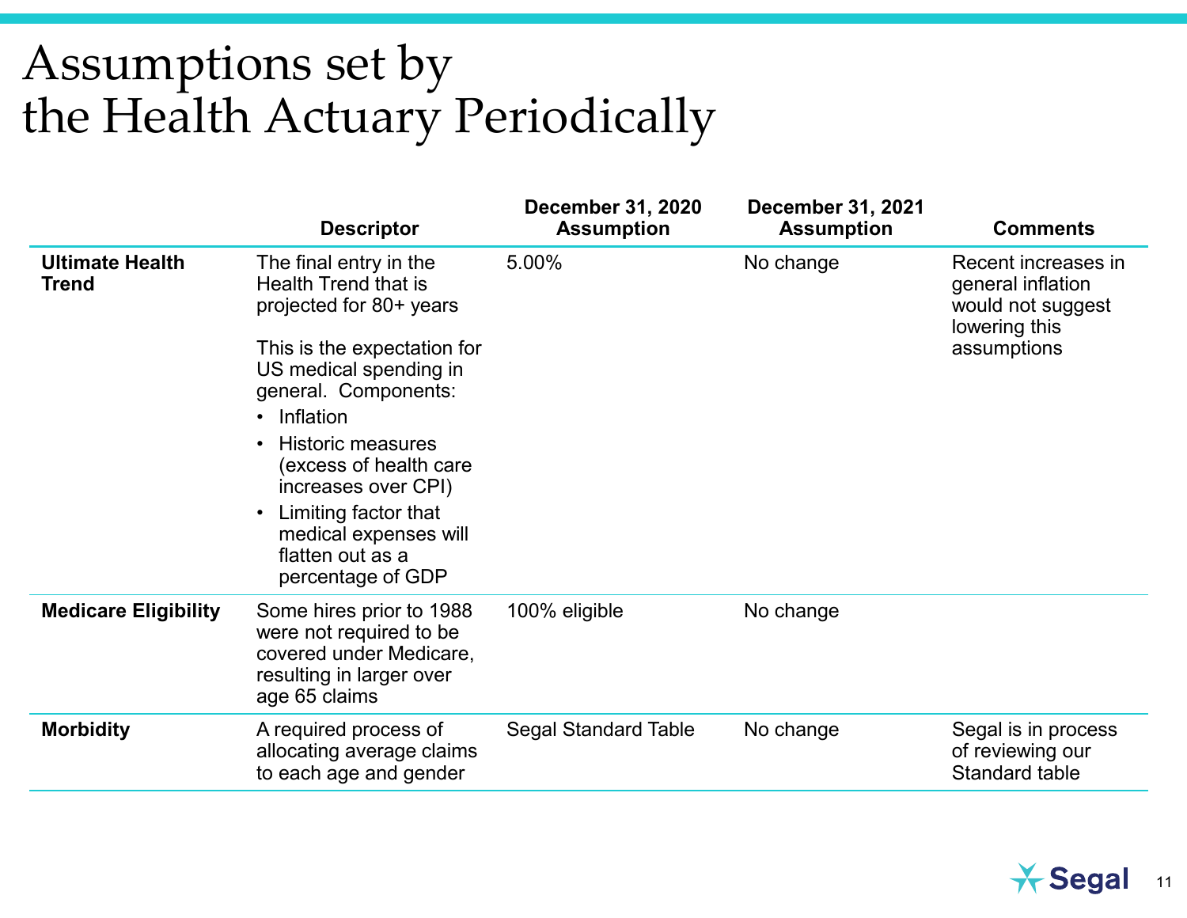# Assumptions set by the Health Actuary Periodically

| | Descriptor | December 31, 2020 Assumption | December 31, 2021 Assumption | Comments |
|---|---|---|---|---|
| **Ultimate Health Trend** | The final entry in the Health Trend that is projected for 80+ years<br><br>This is the expectation for US medical spending in general. Components:<br>• Inflation<br>• Historic measures (excess of health care increases over CPI)<br>• Limiting factor that medical expenses will flatten out as a percentage of GDP | 5.00% | No change | Recent increases in general inflation would not suggest lowering this assumptions |
| **Medicare Eligibility** | Some hires prior to 1988 were not required to be covered under Medicare, resulting in larger over age 65 claims | 100% eligible | No change | |
| **Morbidity** | A required process of allocating average claims to each age and gender | Segal Standard Table | No change | Segal is in process of reviewing our Standard table |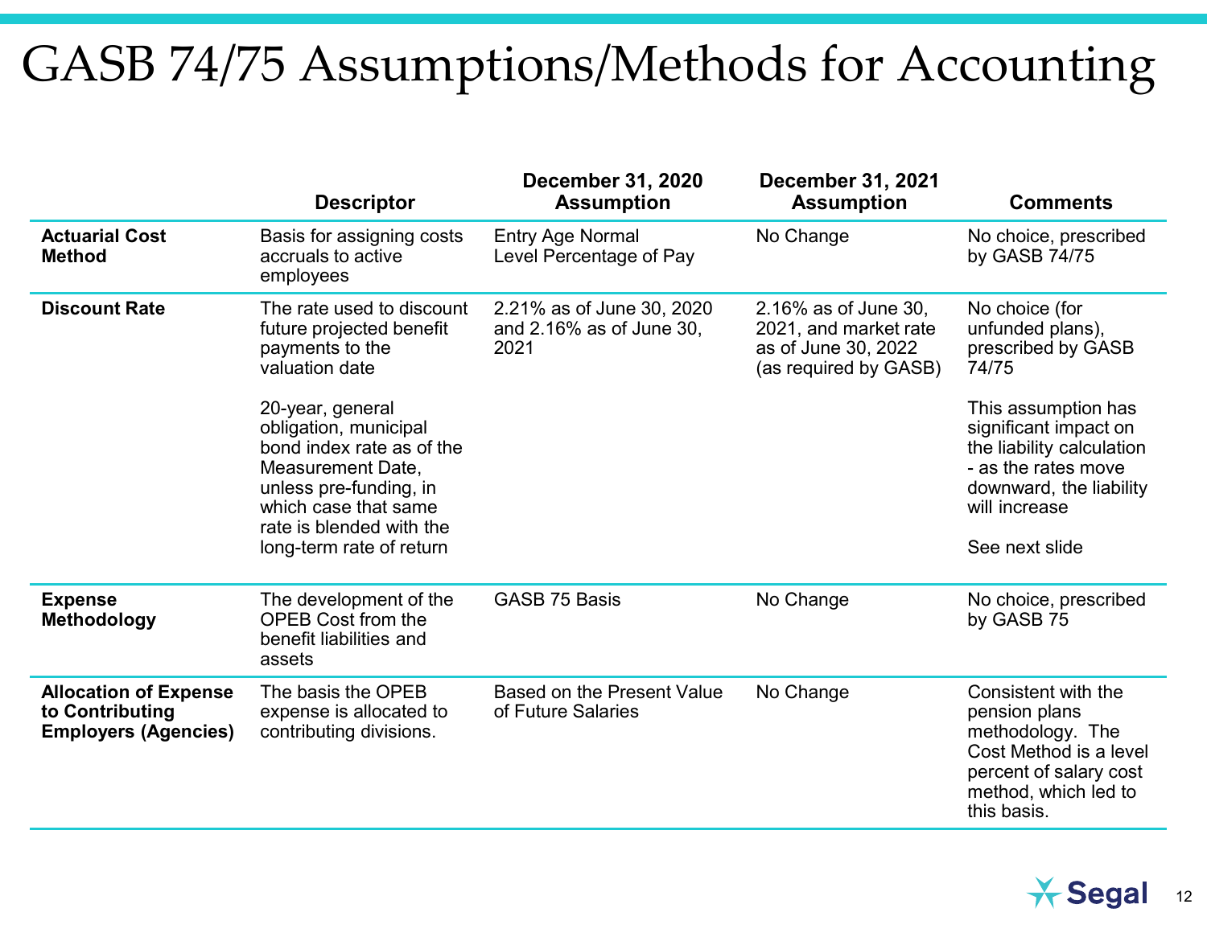# GASB 74/75 Assumptions/Methods for Accounting

| | Descriptor | December 31, 2020 Assumption | December 31, 2021 Assumption | Comments |
|---|---|---|---|---|
| **Actuarial Cost Method** | Basis for assigning costs accruals to active employees | Entry Age Normal<br>Level Percentage of Pay | No Change | No choice, prescribed by GASB 74/75 |
| **Discount Rate** | The rate used to discount future projected benefit payments to the valuation date<br><br>20-year, general obligation, municipal bond index rate as of the Measurement Date, unless pre-funding, in which case that same rate is blended with the long-term rate of return | 2.21% as of June 30, 2020 and 2.16% as of June 30, 2021 | 2.16% as of June 30, 2021, and market rate as of June 30, 2022 (as required by GASB) | No choice (for unfunded plans), prescribed by GASB 74/75<br><br>This assumption has significant impact on the liability calculation - as the rates move downward, the liability will increase<br><br>See next slide |
| **Expense Methodology** | The development of the OPEB Cost from the benefit liabilities and assets | GASB 75 Basis | No Change | No choice, prescribed by GASB 75 |
| **Allocation of Expense to Contributing Employers (Agencies)** | The basis the OPEB expense is allocated to contributing divisions. | Based on the Present Value of Future Salaries | No Change | Consistent with the pension plans methodology. The Cost Method is a level percent of salary cost method, which led to this basis. |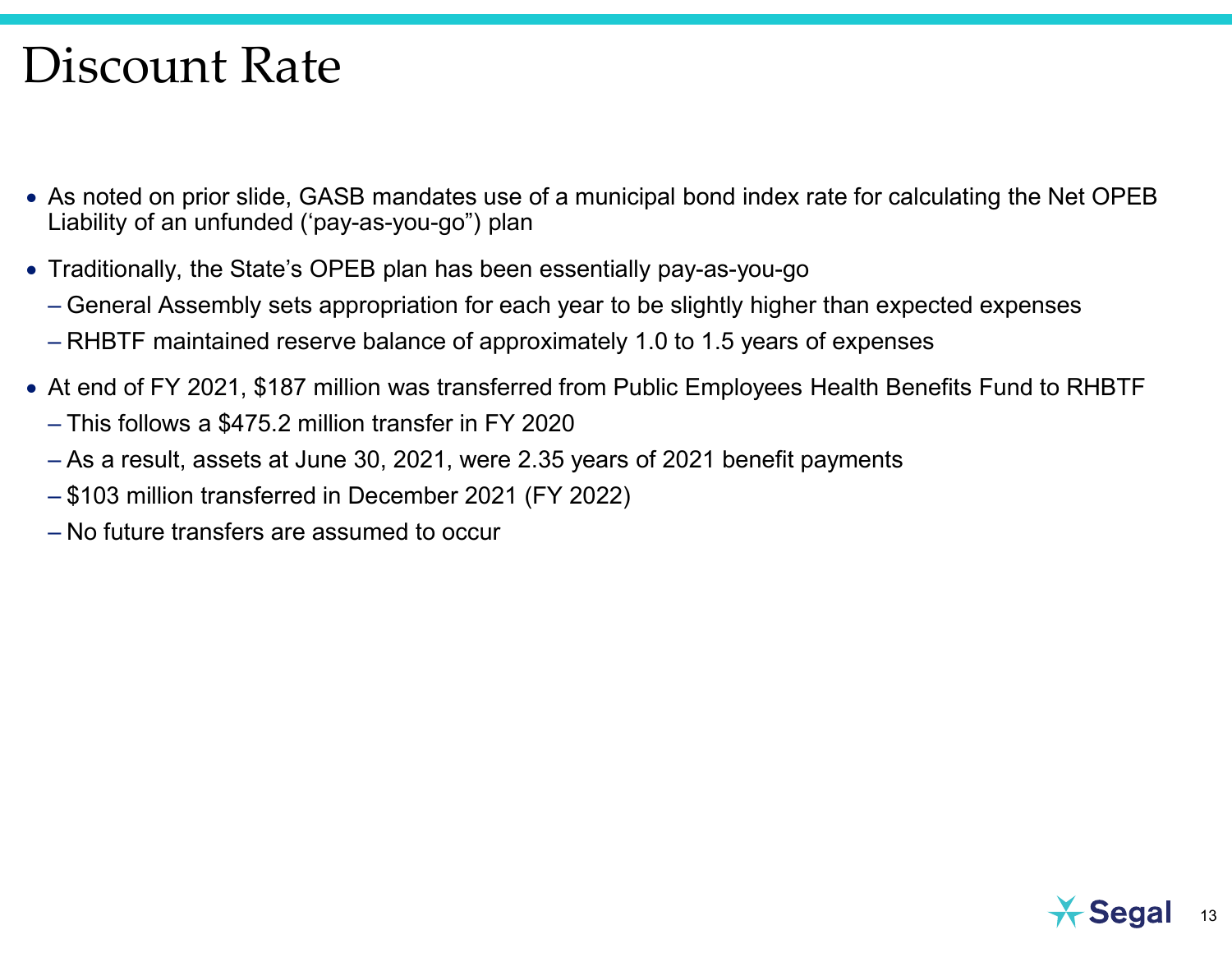# Discount Rate

- As noted on prior slide, GASB mandates use of a municipal bond index rate for calculating the Net OPEB Liability of an unfunded (‘pay-as-you-go”) plan
- Traditionally, the State’s OPEB plan has been essentially pay-as-you-go
  - General Assembly sets appropriation for each year to be slightly higher than expected expenses
  - RHBTF maintained reserve balance of approximately 1.0 to 1.5 years of expenses
- At end of FY 2021, $187 million was transferred from Public Employees Health Benefits Fund to RHBTF
  - This follows a $475.2 million transfer in FY 2020
  - As a result, assets at June 30, 2021, were 2.35 years of 2021 benefit payments
  - $103 million transferred in December 2021 (FY 2022)
  - No future transfers are assumed to occur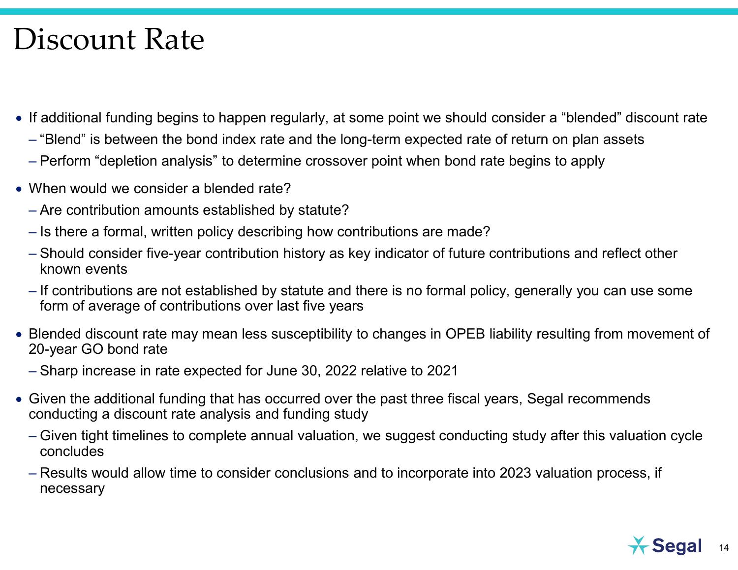# Discount Rate

- If additional funding begins to happen regularly, at some point we should consider a "blended" discount rate
  - "Blend" is between the bond index rate and the long-term expected rate of return on plan assets
  - Perform "depletion analysis" to determine crossover point when bond rate begins to apply
- When would we consider a blended rate?
  - Are contribution amounts established by statute?
  - Is there a formal, written policy describing how contributions are made?
  - Should consider five-year contribution history as key indicator of future contributions and reflect other known events
  - If contributions are not established by statute and there is no formal policy, generally you can use some form of average of contributions over last five years
- Blended discount rate may mean less susceptibility to changes in OPEB liability resulting from movement of 20-year GO bond rate
  - Sharp increase in rate expected for June 30, 2022 relative to 2021
- Given the additional funding that has occurred over the past three fiscal years, Segal recommends conducting a discount rate analysis and funding study
  - Given tight timelines to complete annual valuation, we suggest conducting study after this valuation cycle concludes
  - Results would allow time to consider conclusions and to incorporate into 2023 valuation process, if necessary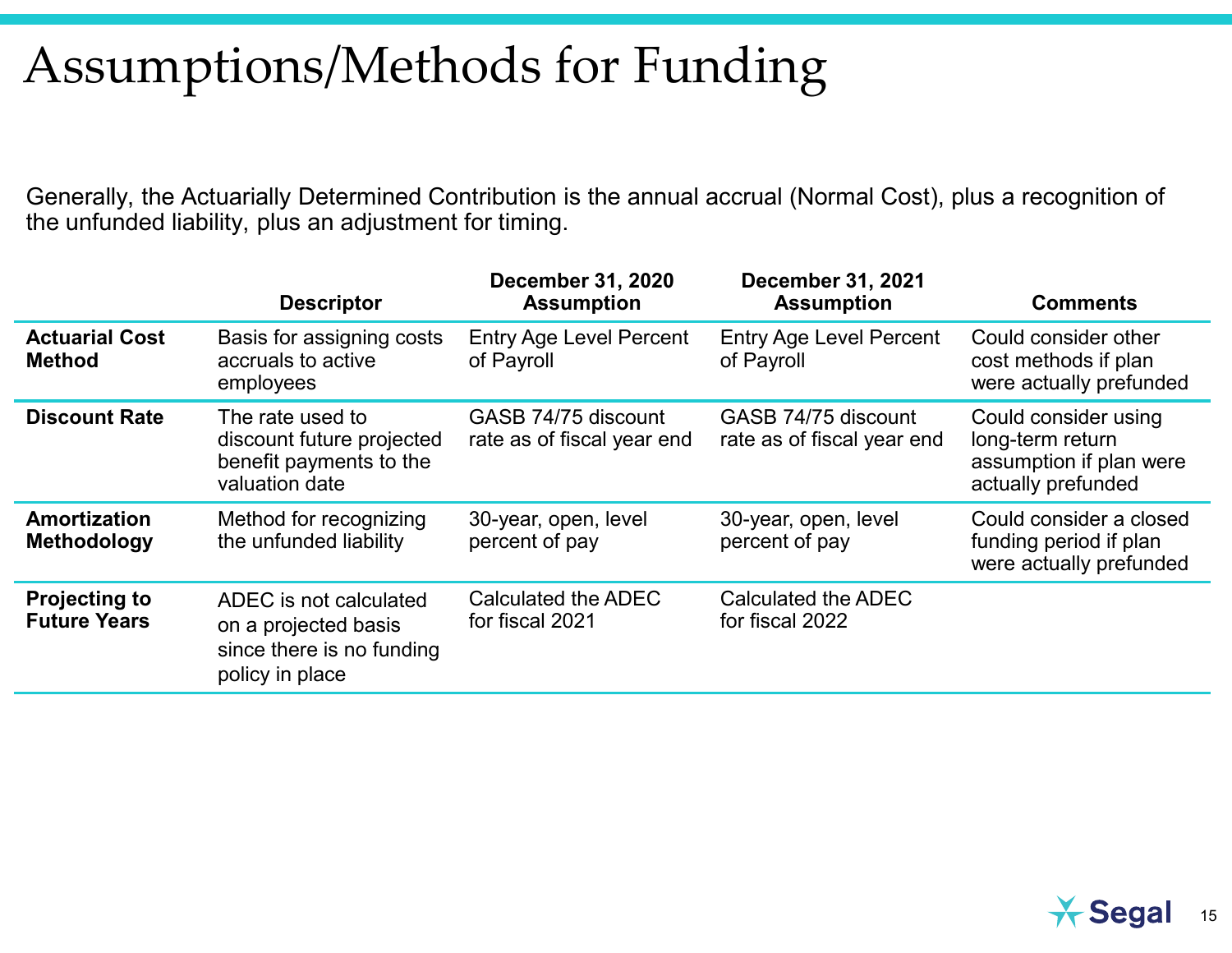# Assumptions/Methods for Funding

Generally, the Actuarially Determined Contribution is the annual accrual (Normal Cost), plus a recognition of the unfunded liability, plus an adjustment for timing.

| | Descriptor | December 31, 2020 Assumption | December 31, 2021 Assumption | Comments |
|---|---|---|---|---|
| **Actuarial Cost Method** | Basis for assigning costs accruals to active employees | Entry Age Level Percent of Payroll | Entry Age Level Percent of Payroll | Could consider other cost methods if plan were actually prefunded |
| **Discount Rate** | The rate used to discount future projected benefit payments to the valuation date | GASB 74/75 discount rate as of fiscal year end | GASB 74/75 discount rate as of fiscal year end | Could consider using long-term return assumption if plan were actually prefunded |
| **Amortization Methodology** | Method for recognizing the unfunded liability | 30-year, open, level percent of pay | 30-year, open, level percent of pay | Could consider a closed funding period if plan were actually prefunded |
| **Projecting to Future Years** | ADEC is not calculated on a projected basis since there is no funding policy in place | Calculated the ADEC for fiscal 2021 | Calculated the ADEC for fiscal 2022 | |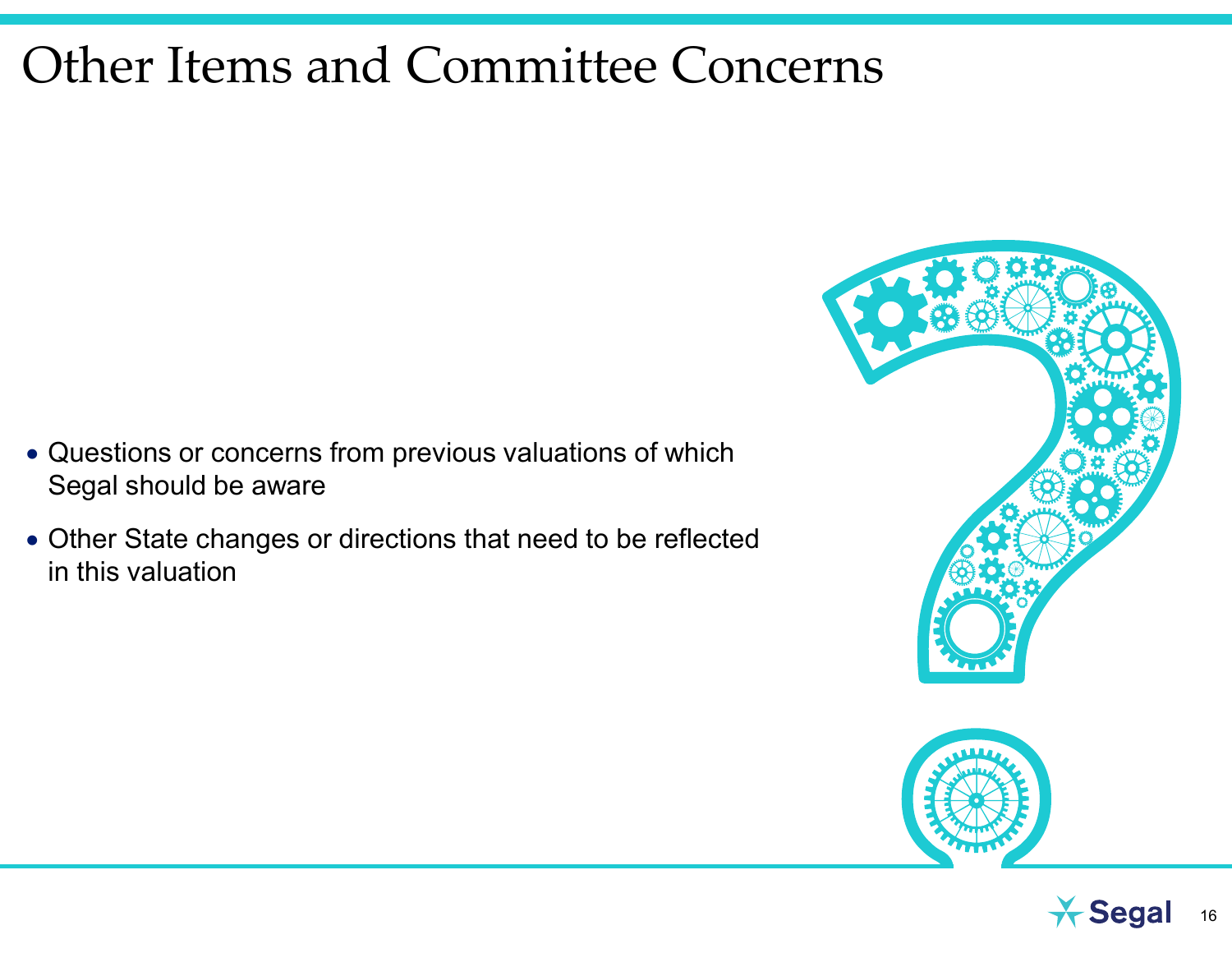# Other Items and Committee Concerns

- Questions or concerns from previous valuations of which Segal should be aware
- Other State changes or directions that need to be reflected in this valuation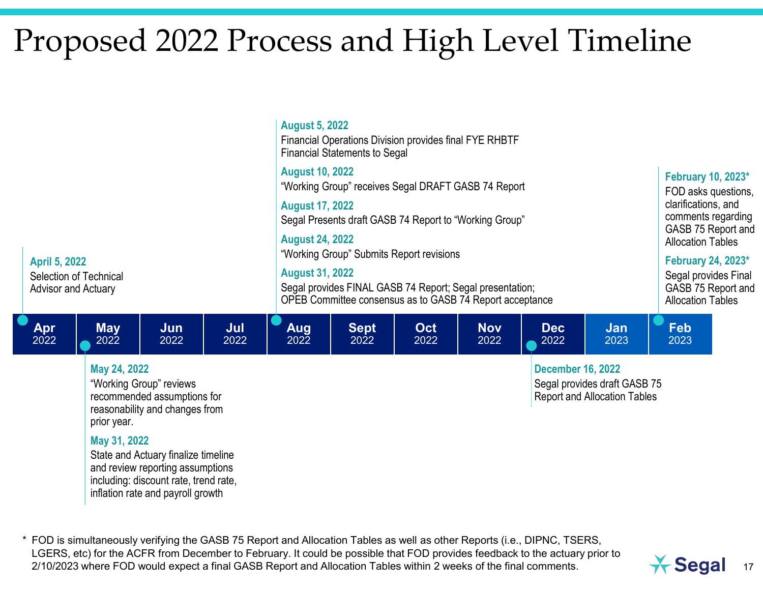# Proposed 2022 Process and High Level Timeline

**April 5, 2022**
Selection of Technical Advisor and Actuary

**May 24, 2022**
"Working Group" reviews recommended assumptions for reasonability and changes from prior year.

**May 31, 2022**
State and Actuary finalize timeline and review reporting assumptions including: discount rate, trend rate, inflation rate and payroll growth

**August 5, 2022**
Financial Operations Division provides final FYE RHBTF Financial Statements to Segal

**August 10, 2022**
"Working Group" receives Segal DRAFT GASB 74 Report

**August 17, 2022**
Segal Presents draft GASB 74 Report to "Working Group"

**August 24, 2022**
"Working Group" Submits Report revisions

**August 31, 2022**
Segal provides FINAL GASB 74 Report; Segal presentation; OPEB Committee consensus as to GASB 74 Report acceptance

**December 16, 2022**
Segal provides draft GASB 75 Report and Allocation Tables

**February 10, 2023***
FOD asks questions, clarifications, and comments regarding GASB 75 Report and Allocation Tables

**February 24, 2023***
Segal provides Final GASB 75 Report and Allocation Tables

| Apr 2022 | May 2022 | Jun 2022 | Jul 2022 | Aug 2022 | Sept 2022 | Oct 2022 | Nov 2022 | Dec 2022 | Jan 2023 | Feb 2023 |
|---|---|---|---|---|---|---|---|---|---|---|

\* FOD is simultaneously verifying the GASB 75 Report and Allocation Tables as well as other Reports (i.e., DIPNC, TSERS, LGERS, etc) for the ACFR from December to February. It could be possible that FOD provides feedback to the actuary prior to 2/10/2023 where FOD would expect a final GASB Report and Allocation Tables within 2 weeks of the final comments.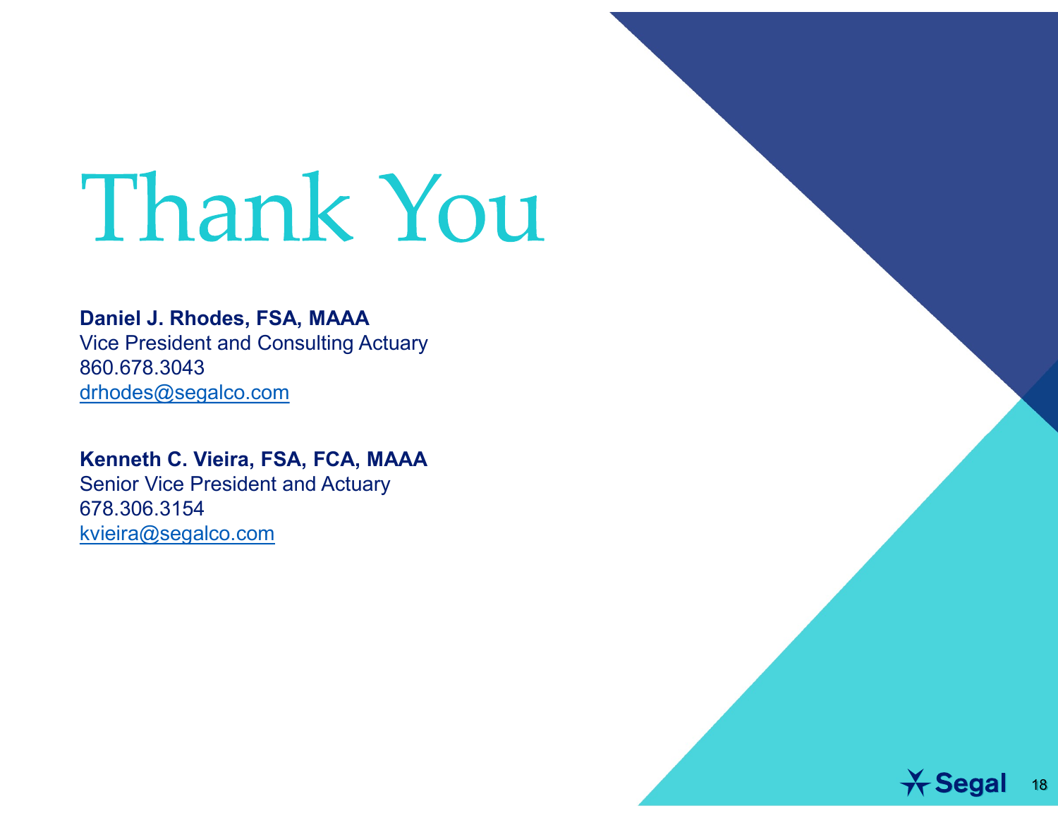# Thank You

**Daniel J. Rhodes, FSA, MAAA**
Vice President and Consulting Actuary
860.678.3043
drhodes@segalco.com

**Kenneth C. Vieira, FSA, FCA, MAAA**
Senior Vice President and Actuary
678.306.3154
kvieira@segalco.com